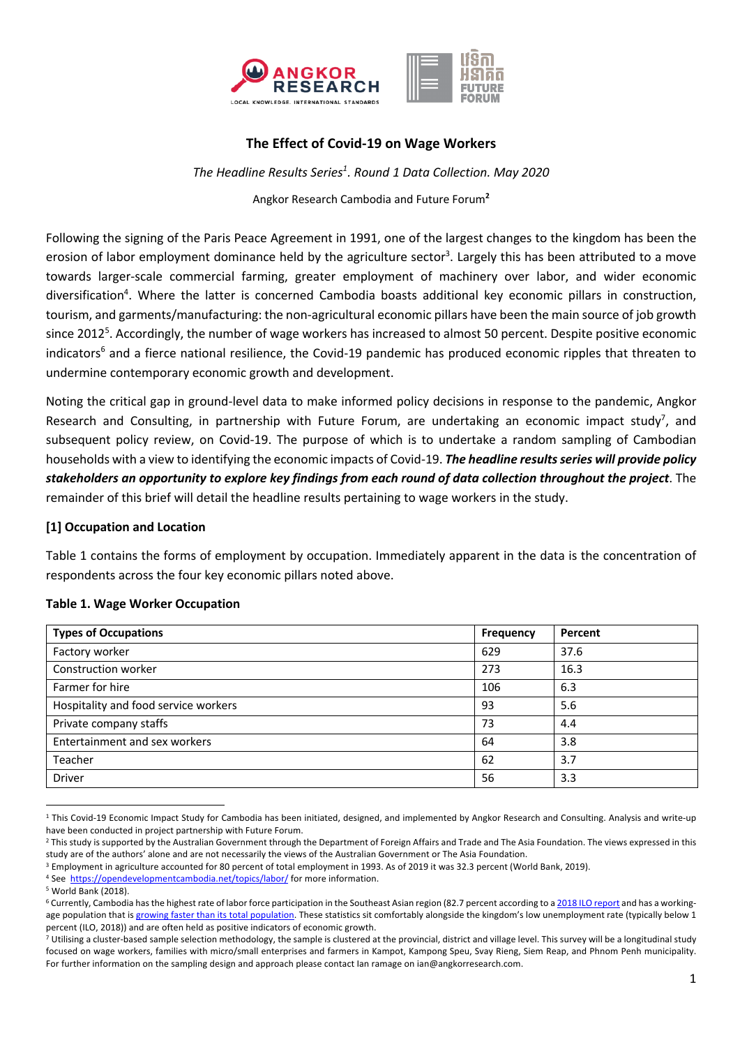# The Effect of Covid-19 on Wage Workers

*The Headline Results Series[1]. Round 1 Data Collection. May 2020*

Angkor Research Cambodia and Future Forum[2]

Following the signing of the Paris Peace Agreement in 1991, one of the largest changes to the kingdom has been the erosion of labor employment dominance held by the agriculture sector[3]. Largely this has been attributed to a move towards larger-scale commercial farming, greater employment of machinery over labor, and wider economic diversification[4]. Where the latter is concerned Cambodia boasts additional key economic pillars in construction, tourism, and garments/manufacturing: the non-agricultural economic pillars have been the main source of job growth since 2012[5]. Accordingly, the number of wage workers has increased to almost 50 percent. Despite positive economic indicators[6] and a fierce national resilience, the Covid-19 pandemic has produced economic ripples that threaten to undermine contemporary economic growth and development.

Noting the critical gap in ground-level data to make informed policy decisions in response to the pandemic, Angkor Research and Consulting, in partnership with Future Forum, are undertaking an economic impact study[7], and subsequent policy review, on Covid-19. The purpose of which is to undertake a random sampling of Cambodian households with a view to identifying the economic impacts of Covid-19. ***The headline results series will provide policy stakeholders an opportunity to explore key findings from each round of data collection throughout the project***. The remainder of this brief will detail the headline results pertaining to wage workers in the study.

### [1] Occupation and Location

Table 1 contains the forms of employment by occupation. Immediately apparent in the data is the concentration of respondents across the four key economic pillars noted above.

**Table 1. Wage Worker Occupation**

| Types of Occupations | Frequency | Percent |
|---|---|---|
| Factory worker | 629 | 37.6 |
| Construction worker | 273 | 16.3 |
| Farmer for hire | 106 | 6.3 |
| Hospitality and food service workers | 93 | 5.6 |
| Private company staffs | 73 | 4.4 |
| Entertainment and sex workers | 64 | 3.8 |
| Teacher | 62 | 3.7 |
| Driver | 56 | 3.3 |

---

[1] This Covid-19 Economic Impact Study for Cambodia has been initiated, designed, and implemented by Angkor Research and Consulting. Analysis and write-up have been conducted in project partnership with Future Forum.

[2] This study is supported by the Australian Government through the Department of Foreign Affairs and Trade and The Asia Foundation. The views expressed in this study are of the authors' alone and are not necessarily the views of the Australian Government or The Asia Foundation.

[3] Employment in agriculture accounted for 80 percent of total employment in 1993. As of 2019 it was 32.3 percent (World Bank, 2019).

[4] See https://opendevelopmentcambodia.net/topics/labor/ for more information.

[5] World Bank (2018).

[6] Currently, Cambodia has the highest rate of labor force participation in the Southeast Asian region (82.7 percent according to a 2018 ILO report and has a working-age population that is growing faster than its total population. These statistics sit comfortably alongside the kingdom's low unemployment rate (typically below 1 percent (ILO, 2018)) and are often held as positive indicators of economic growth.

[7] Utilising a cluster-based sample selection methodology, the sample is clustered at the provincial, district and village level. This survey will be a longitudinal study focused on wage workers, families with micro/small enterprises and farmers in Kampot, Kampong Speu, Svay Rieng, Siem Reap, and Phnom Penh municipality. For further information on the sampling design and approach please contact Ian ramage on ian@angkorresearch.com.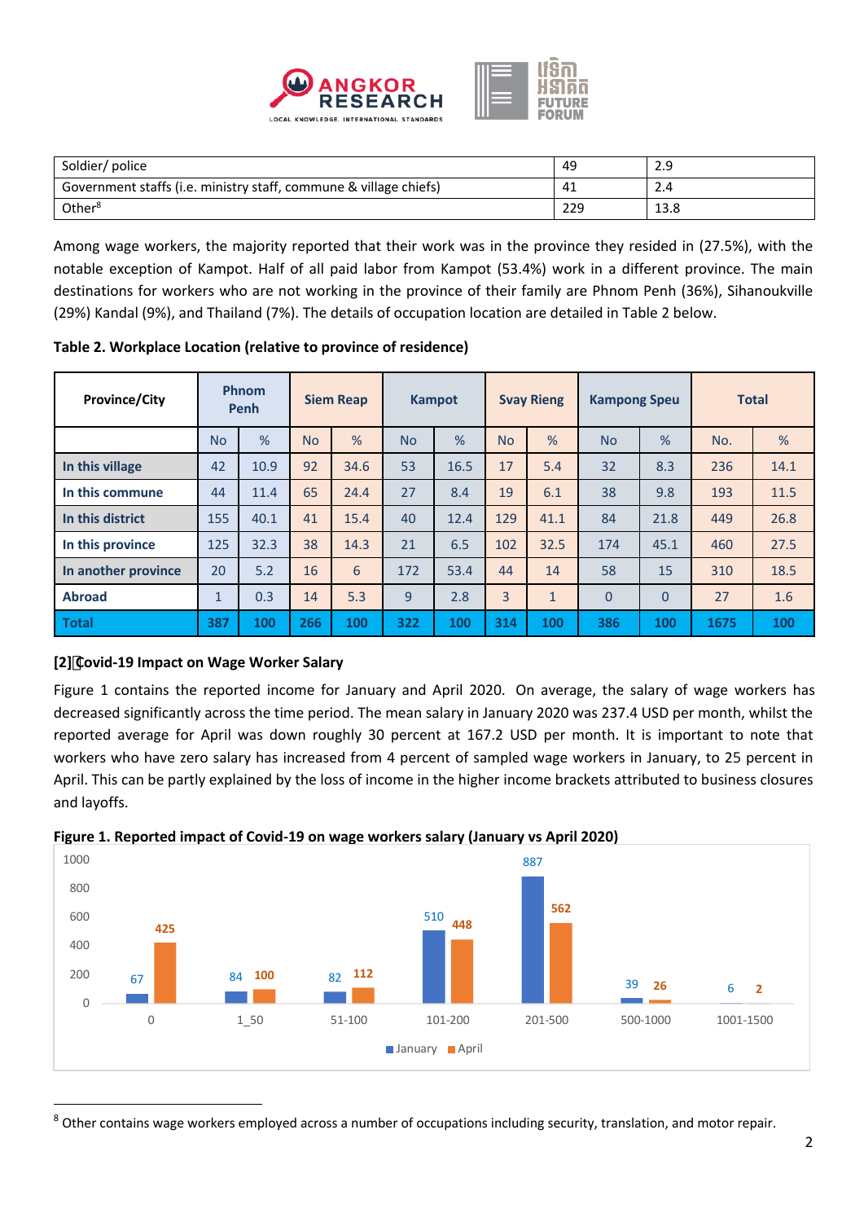| Soldier/ police | 49 | 2.9 |
|---|---|---|
| Government staffs (i.e. ministry staff, commune & village chiefs) | 41 | 2.4 |
| Other[8] | 229 | 13.8 |

Among wage workers, the majority reported that their work was in the province they resided in (27.5%), with the notable exception of Kampot. Half of all paid labor from Kampot (53.4%) work in a different province. The main destinations for workers who are not working in the province of their family are Phnom Penh (36%), Sihanoukville (29%) Kandal (9%), and Thailand (7%). The details of occupation location are detailed in Table 2 below.

**Table 2. Workplace Location (relative to province of residence)**

| Province/City | Phnom Penh | | Siem Reap | | Kampot | | Svay Rieng | | Kampong Speu | | Total | |
|---|---|---|---|---|---|---|---|---|---|---|---|---|
| | No | % | No | % | No | % | No | % | No | % | No. | % |
| **In this village** | 42 | 10.9 | 92 | 34.6 | 53 | 16.5 | 17 | 5.4 | 32 | 8.3 | 236 | 14.1 |
| **In this commune** | 44 | 11.4 | 65 | 24.4 | 27 | 8.4 | 19 | 6.1 | 38 | 9.8 | 193 | 11.5 |
| **In this district** | 155 | 40.1 | 41 | 15.4 | 40 | 12.4 | 129 | 41.1 | 84 | 21.8 | 449 | 26.8 |
| **In this province** | 125 | 32.3 | 38 | 14.3 | 21 | 6.5 | 102 | 32.5 | 174 | 45.1 | 460 | 27.5 |
| **In another province** | 20 | 5.2 | 16 | 6 | 172 | 53.4 | 44 | 14 | 58 | 15 | 310 | 18.5 |
| **Abroad** | 1 | 0.3 | 14 | 5.3 | 9 | 2.8 | 3 | 1 | 0 | 0 | 27 | 1.6 |
| **Total** | **387** | **100** | **266** | **100** | **322** | **100** | **314** | **100** | **386** | **100** | **1675** | **100** |

**[2] Covid-19 Impact on Wage Worker Salary**

Figure 1 contains the reported income for January and April 2020. On average, the salary of wage workers has decreased significantly across the time period. The mean salary in January 2020 was 237.4 USD per month, whilst the reported average for April was down roughly 30 percent at 167.2 USD per month. It is important to note that workers who have zero salary has increased from 4 percent of sampled wage workers in January, to 25 percent in April. This can be partly explained by the loss of income in the higher income brackets attributed to business closures and layoffs.

**Figure 1. Reported impact of Covid-19 on wage workers salary (January vs April 2020)**

| Salary (USD) | January | April |
|---|---|---|
| 0 | 67 | 425 |
| 1_50 | 84 | 100 |
| 51-100 | 82 | 112 |
| 101-200 | 510 | 448 |
| 201-500 | 887 | 562 |
| 500-1000 | 39 | 26 |
| 1001-1500 | 6 | 2 |

[8] Other contains wage workers employed across a number of occupations including security, translation, and motor repair.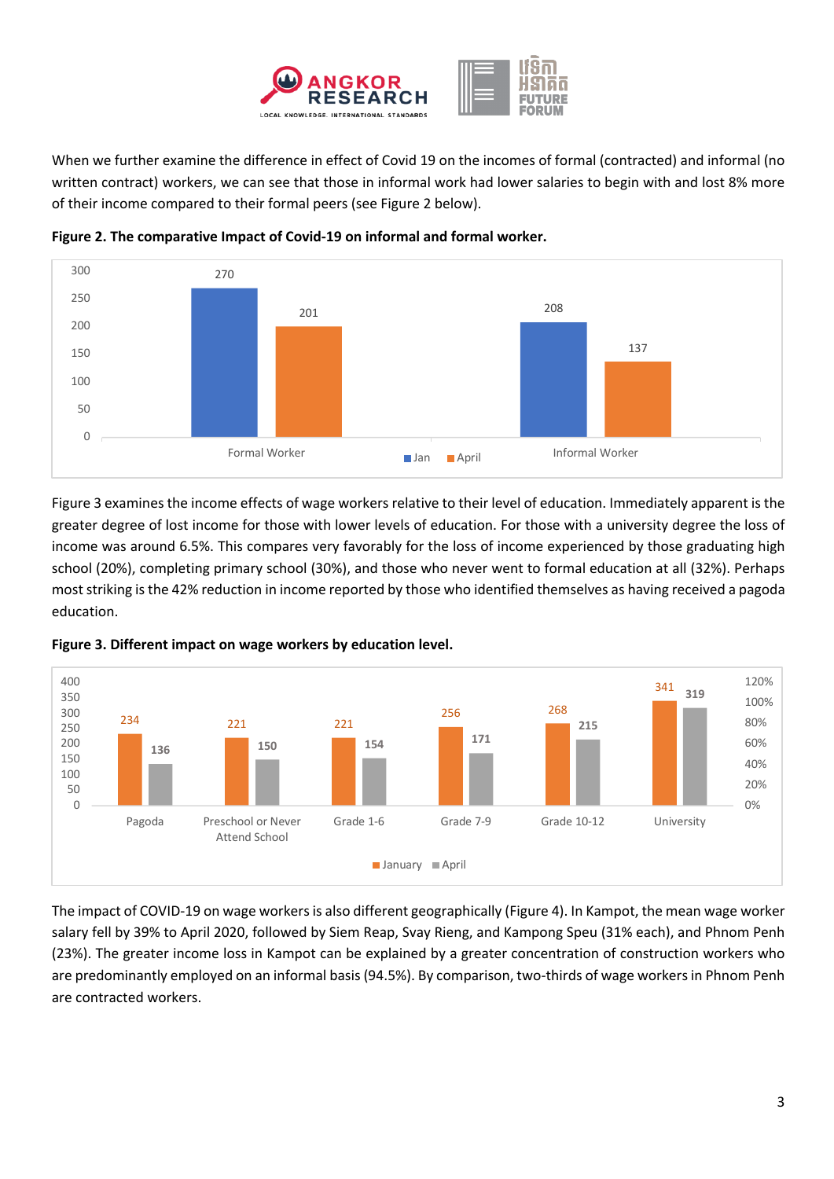When we further examine the difference in effect of Covid 19 on the incomes of formal (contracted) and informal (no written contract) workers, we can see that those in informal work had lower salaries to begin with and lost 8% more of their income compared to their formal peers (see Figure 2 below).

**Figure 2. The comparative Impact of Covid-19 on informal and formal worker.**

| | Jan | April |
|---|---|---|
| Formal Worker | 270 | 201 |
| Informal Worker | 208 | 137 |

Figure 3 examines the income effects of wage workers relative to their level of education. Immediately apparent is the greater degree of lost income for those with lower levels of education. For those with a university degree the loss of income was around 6.5%. This compares very favorably for the loss of income experienced by those graduating high school (20%), completing primary school (30%), and those who never went to formal education at all (32%). Perhaps most striking is the 42% reduction in income reported by those who identified themselves as having received a pagoda education.

**Figure 3. Different impact on wage workers by education level.**

| | January | April |
|---|---|---|
| Pagoda | 234 | 136 |
| Preschool or Never Attend School | 221 | 150 |
| Grade 1-6 | 221 | 154 |
| Grade 7-9 | 256 | 171 |
| Grade 10-12 | 268 | 215 |
| University | 341 | 319 |

The impact of COVID-19 on wage workers is also different geographically (Figure 4). In Kampot, the mean wage worker salary fell by 39% to April 2020, followed by Siem Reap, Svay Rieng, and Kampong Speu (31% each), and Phnom Penh (23%). The greater income loss in Kampot can be explained by a greater concentration of construction workers who are predominantly employed on an informal basis (94.5%). By comparison, two-thirds of wage workers in Phnom Penh are contracted workers.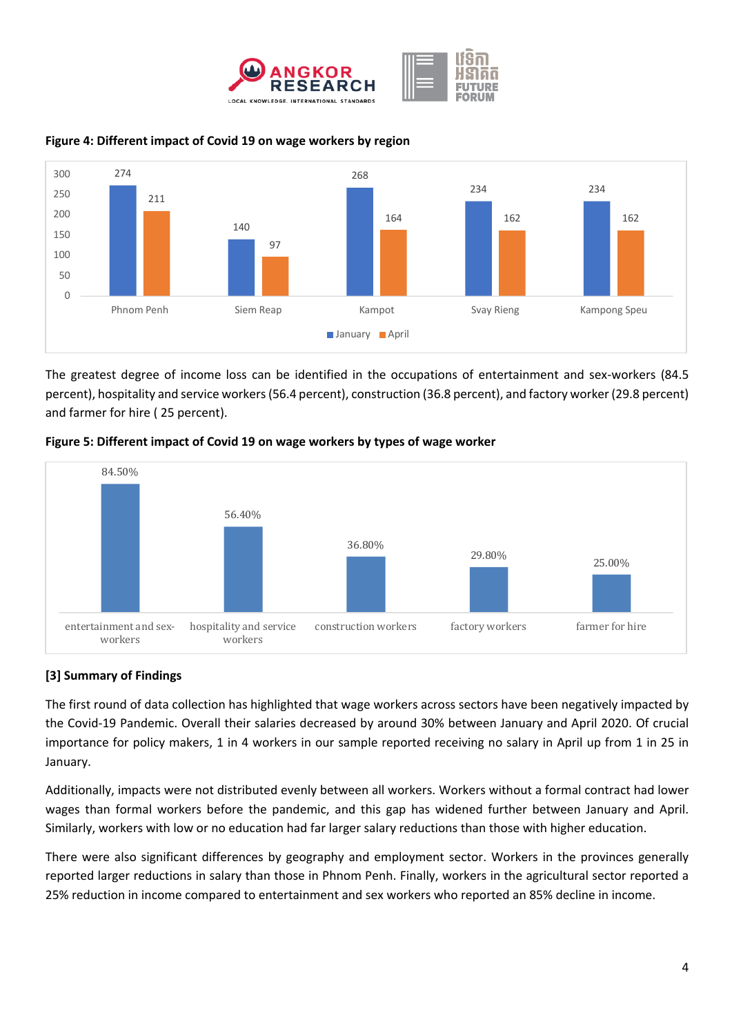**Figure 4: Different impact of Covid 19 on wage workers by region**

300
250
200
150
100
50
0

274
211
Phnom Penh

140
97
Siem Reap

268
164
Kampot

234
162
Svay Rieng

234
162
Kampong Speu

January April

The greatest degree of income loss can be identified in the occupations of entertainment and sex-workers (84.5 percent), hospitality and service workers (56.4 percent), construction (36.8 percent), and factory worker (29.8 percent) and farmer for hire ( 25 percent).

**Figure 5: Different impact of Covid 19 on wage workers by types of wage worker**

84.50%
entertainment and sex-workers

56.40%
hospitality and service workers

36.80%
construction workers

29.80%
factory workers

25.00%
farmer for hire

## [3] Summary of Findings

The first round of data collection has highlighted that wage workers across sectors have been negatively impacted by the Covid-19 Pandemic. Overall their salaries decreased by around 30% between January and April 2020. Of crucial importance for policy makers, 1 in 4 workers in our sample reported receiving no salary in April up from 1 in 25 in January.

Additionally, impacts were not distributed evenly between all workers. Workers without a formal contract had lower wages than formal workers before the pandemic, and this gap has widened further between January and April. Similarly, workers with low or no education had far larger salary reductions than those with higher education.

There were also significant differences by geography and employment sector. Workers in the provinces generally reported larger reductions in salary than those in Phnom Penh. Finally, workers in the agricultural sector reported a 25% reduction in income compared to entertainment and sex workers who reported an 85% decline in income.